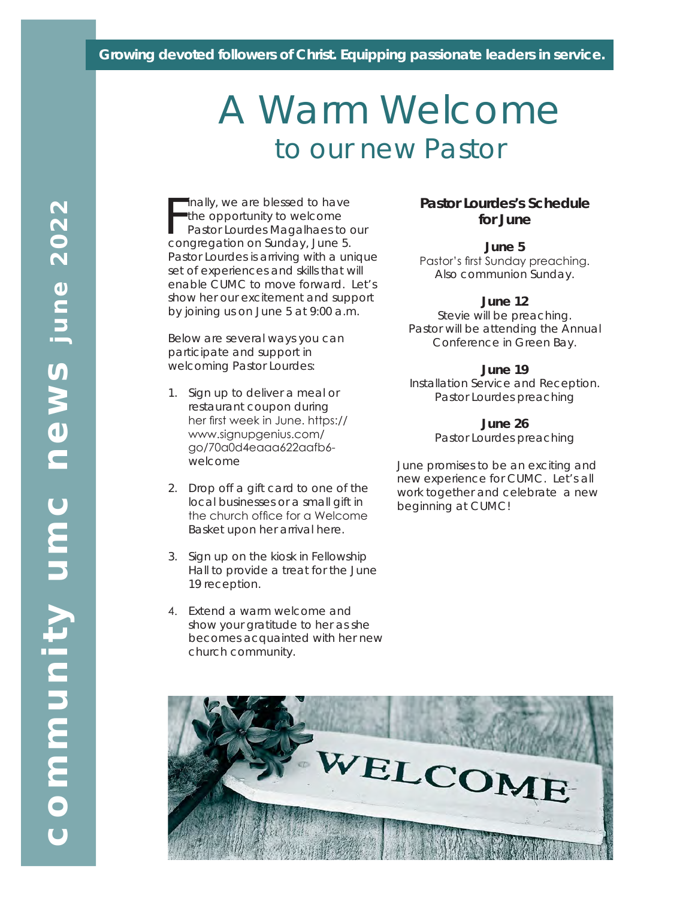community umc news june 2022

**Growing devoted followers of Christ. Equipping passionate leaders in service.**

# A Warm Welcome
## to our new Pastor

Finally, we are blessed to have the opportunity to welcome Pastor Lourdes Magalhaes to our congregation on Sunday, June 5. Pastor Lourdes is arriving with a unique set of experiences and skills that will enable CUMC to move forward. Let's show her our excitement and support by joining us on June 5 at 9:00 a.m.

Below are several ways you can participate and support in welcoming Pastor Lourdes:

1. Sign up to deliver a meal or restaurant coupon during her first week in June. https://www.signupgenius.com/go/70a0d4eaaa622aafb6-welcome
2. Drop off a gift card to one of the local businesses or a small gift in the church office for a Welcome Basket upon her arrival here.
3. Sign up on the kiosk in Fellowship Hall to provide a treat for the June 19 reception.
4. Extend a warm welcome and show your gratitude to her as she becomes acquainted with her new church community.

### Pastor Lourdes's Schedule for June

**June 5**
Pastor's first Sunday preaching. Also communion Sunday.

**June 12**
Stevie will be preaching. Pastor will be attending the Annual Conference in Green Bay.

**June 19**
Installation Service and Reception. Pastor Lourdes preaching

**June 26**
Pastor Lourdes preaching

June promises to be an exciting and new experience for CUMC. Let's all work together and celebrate a new beginning at CUMC!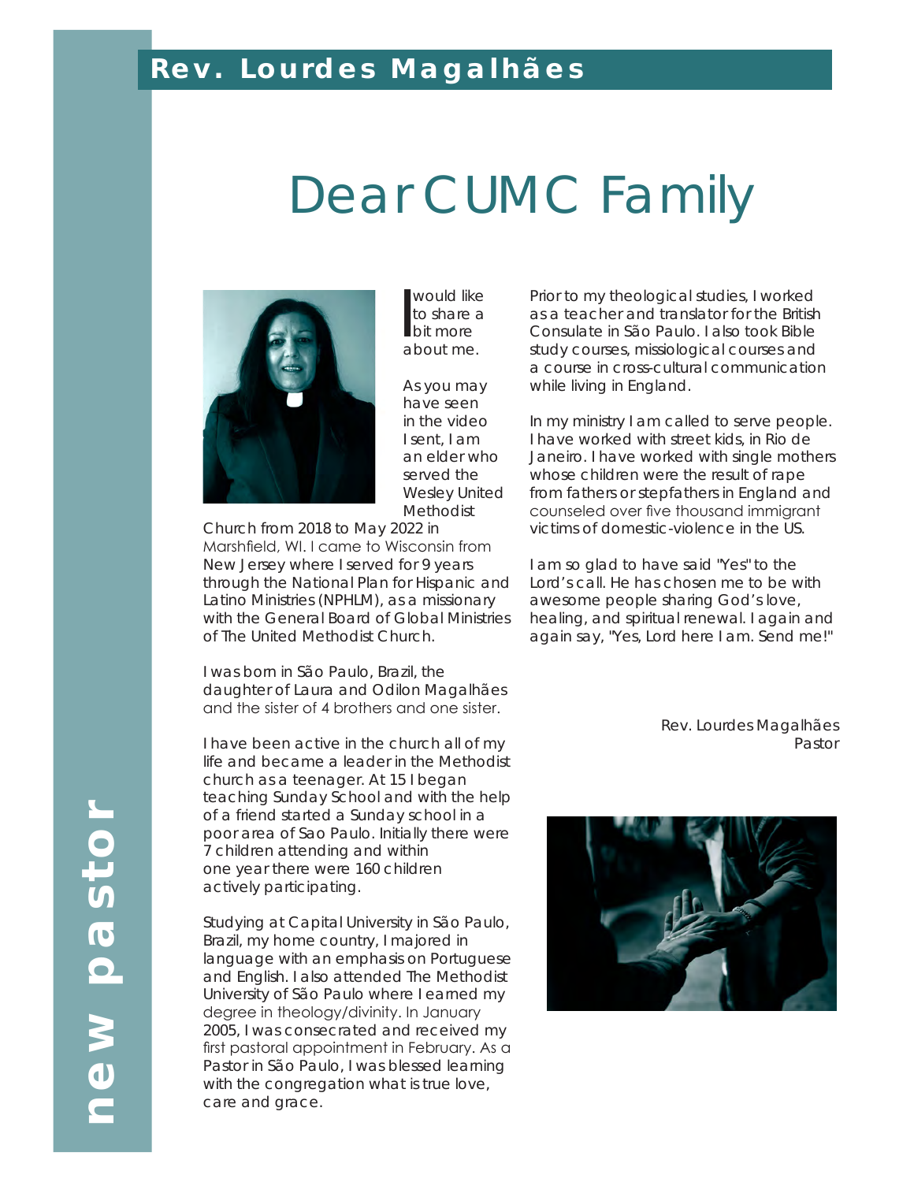## Rev. Lourdes Magalhães

# Dear CUMC Family

I would like to share a bit more about me.

As you may have seen in the video I sent, I am an elder who served the Wesley United Methodist Church from 2018 to May 2022 in Marshfield, WI. I came to Wisconsin from New Jersey where I served for 9 years through the National Plan for Hispanic and Latino Ministries (NPHLM), as a missionary with the General Board of Global Ministries of The United Methodist Church.

I was born in São Paulo, Brazil, the daughter of Laura and Odilon Magalhães and the sister of 4 brothers and one sister.

I have been active in the church all of my life and became a leader in the Methodist church as a teenager. At 15 I began teaching Sunday School and with the help of a friend started a Sunday school in a poor area of Sao Paulo. Initially there were 7 children attending and within one year there were 160 children actively participating.

Studying at Capital University in São Paulo, Brazil, my home country, I majored in language with an emphasis on Portuguese and English. I also attended The Methodist University of São Paulo where I earned my degree in theology/divinity. In January 2005, I was consecrated and received my first pastoral appointment in February. As a Pastor in São Paulo, I was blessed learning with the congregation what is true love, care and grace.

Prior to my theological studies, I worked as a teacher and translator for the British Consulate in São Paulo. I also took Bible study courses, missiological courses and a course in cross-cultural communication while living in England.

In my ministry I am called to serve people. I have worked with street kids, in Rio de Janeiro. I have worked with single mothers whose children were the result of rape from fathers or stepfathers in England and counseled over five thousand immigrant victims of domestic-violence in the US.

I am so glad to have said "Yes" to the Lord's call. He has chosen me to be with awesome people sharing God's love, healing, and spiritual renewal. I again and again say, "Yes, Lord here I am. Send me!"

Rev. Lourdes Magalhães
Pastor

new pastor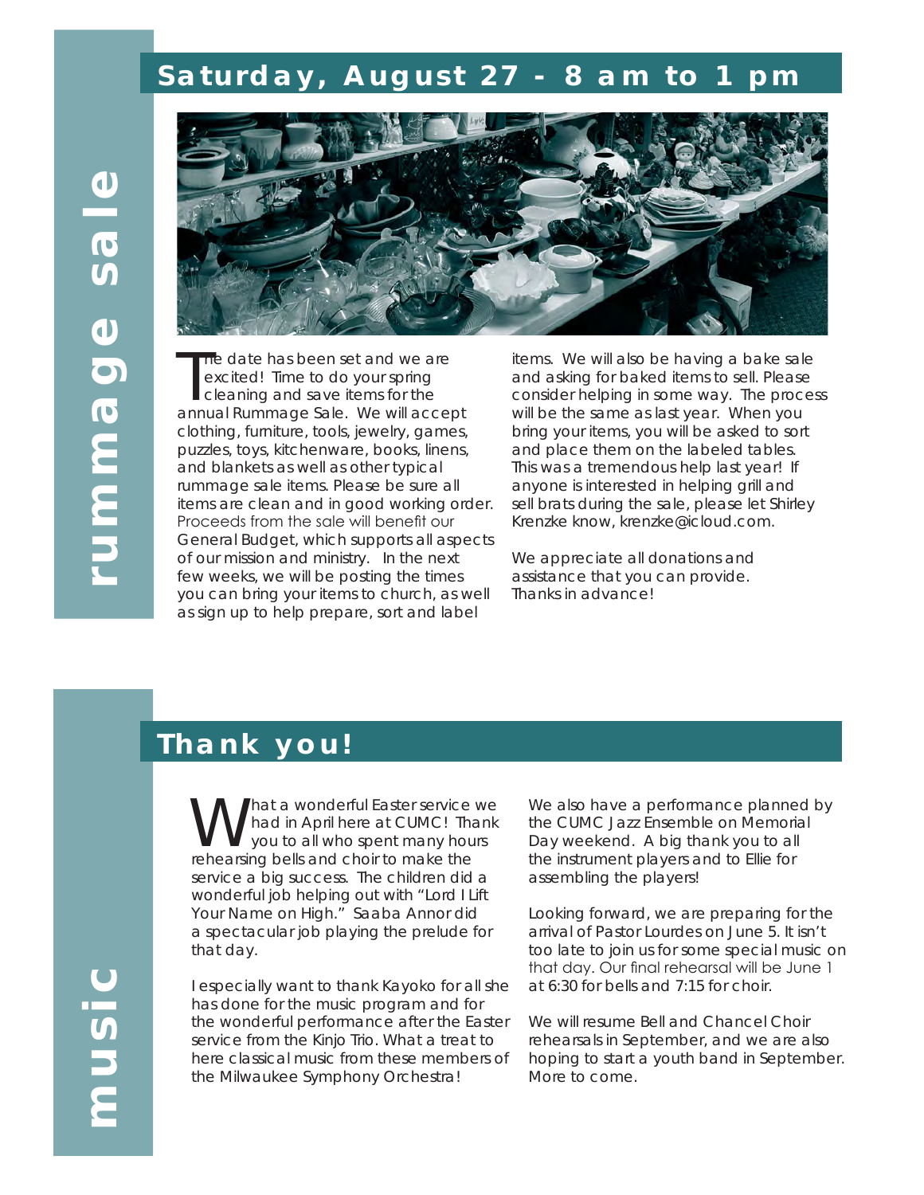# rummage sale

## Saturday, August 27 - 8 am to 1 pm

The date has been set and we are excited! Time to do your spring cleaning and save items for the annual Rummage Sale. We will accept clothing, furniture, tools, jewelry, games, puzzles, toys, kitchenware, books, linens, and blankets as well as other typical rummage sale items. Please be sure all items are clean and in good working order. Proceeds from the sale will benefit our General Budget, which supports all aspects of our mission and ministry. In the next few weeks, we will be posting the times you can bring your items to church, as well as sign up to help prepare, sort and label items. We will also be having a bake sale and asking for baked items to sell. Please consider helping in some way. The process will be the same as last year. When you bring your items, you will be asked to sort and place them on the labeled tables. This was a tremendous help last year! If anyone is interested in helping grill and sell brats during the sale, please let Shirley Krenzke know, krenzke@icloud.com.

We appreciate all donations and assistance that you can provide. Thanks in advance!

# music

## Thank you!

What a wonderful Easter service we had in April here at CUMC! Thank you to all who spent many hours rehearsing bells and choir to make the service a big success. The children did a wonderful job helping out with "Lord I Lift Your Name on High." Saaba Annor did a spectacular job playing the prelude for that day.

I especially want to thank Kayoko for all she has done for the music program and for the wonderful performance after the Easter service from the Kinjo Trio. What a treat to here classical music from these members of the Milwaukee Symphony Orchestra!

We also have a performance planned by the CUMC Jazz Ensemble on Memorial Day weekend. A big thank you to all the instrument players and to Ellie for assembling the players!

Looking forward, we are preparing for the arrival of Pastor Lourdes on June 5. It isn't too late to join us for some special music on that day. Our final rehearsal will be June 1 at 6:30 for bells and 7:15 for choir.

We will resume Bell and Chancel Choir rehearsals in September, and we are also hoping to start a youth band in September. More to come.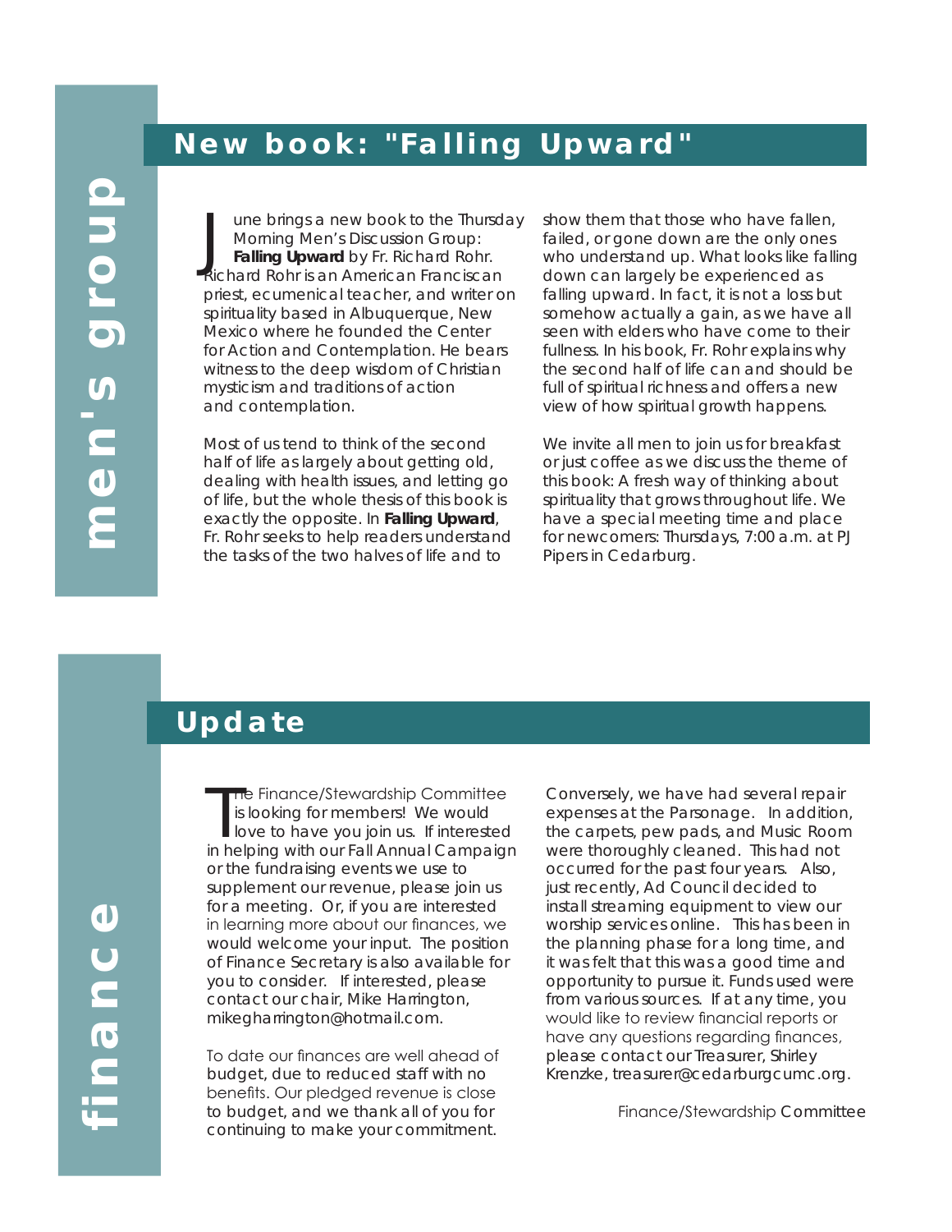# men's group

## New book: "Falling Upward"

June brings a new book to the Thursday Morning Men's Discussion Group: **Falling Upward** by Fr. Richard Rohr. Richard Rohr is an American Franciscan priest, ecumenical teacher, and writer on spirituality based in Albuquerque, New Mexico where he founded the Center for Action and Contemplation. He bears witness to the deep wisdom of Christian mysticism and traditions of action and contemplation.

Most of us tend to think of the second half of life as largely about getting old, dealing with health issues, and letting go of life, but the whole thesis of this book is exactly the opposite. In **Falling Upward**, Fr. Rohr seeks to help readers understand the tasks of the two halves of life and to show them that those who have fallen, failed, or gone down are the only ones who understand up. What looks like falling down can largely be experienced as falling upward. In fact, it is not a loss but somehow actually a gain, as we have all seen with elders who have come to their fullness. In his book, Fr. Rohr explains why the second half of life can and should be full of spiritual richness and offers a new view of how spiritual growth happens.

We invite all men to join us for breakfast or just coffee as we discuss the theme of this book: A fresh way of thinking about spirituality that grows throughout life. We have a special meeting time and place for newcomers: Thursdays, 7:00 a.m. at PJ Pipers in Cedarburg.

# finance

## Update

The Finance/Stewardship Committee is looking for members! We would love to have you join us. If interested in helping with our Fall Annual Campaign or the fundraising events we use to supplement our revenue, please join us for a meeting. Or, if you are interested in learning more about our finances, we would welcome your input. The position of Finance Secretary is also available for you to consider. If interested, please contact our chair, Mike Harrington, mikegharrington@hotmail.com.

To date our finances are well ahead of budget, due to reduced staff with no benefits. Our pledged revenue is close to budget, and we thank all of you for continuing to make your commitment.

Conversely, we have had several repair expenses at the Parsonage. In addition, the carpets, pew pads, and Music Room were thoroughly cleaned. This had not occurred for the past four years. Also, just recently, Ad Council decided to install streaming equipment to view our worship services online. This has been in the planning phase for a long time, and it was felt that this was a good time and opportunity to pursue it. Funds used were from various sources. If at any time, you would like to review financial reports or have any questions regarding finances, please contact our Treasurer, Shirley Krenzke, treasurer@cedarburgcumc.org.

Finance/Stewardship Committee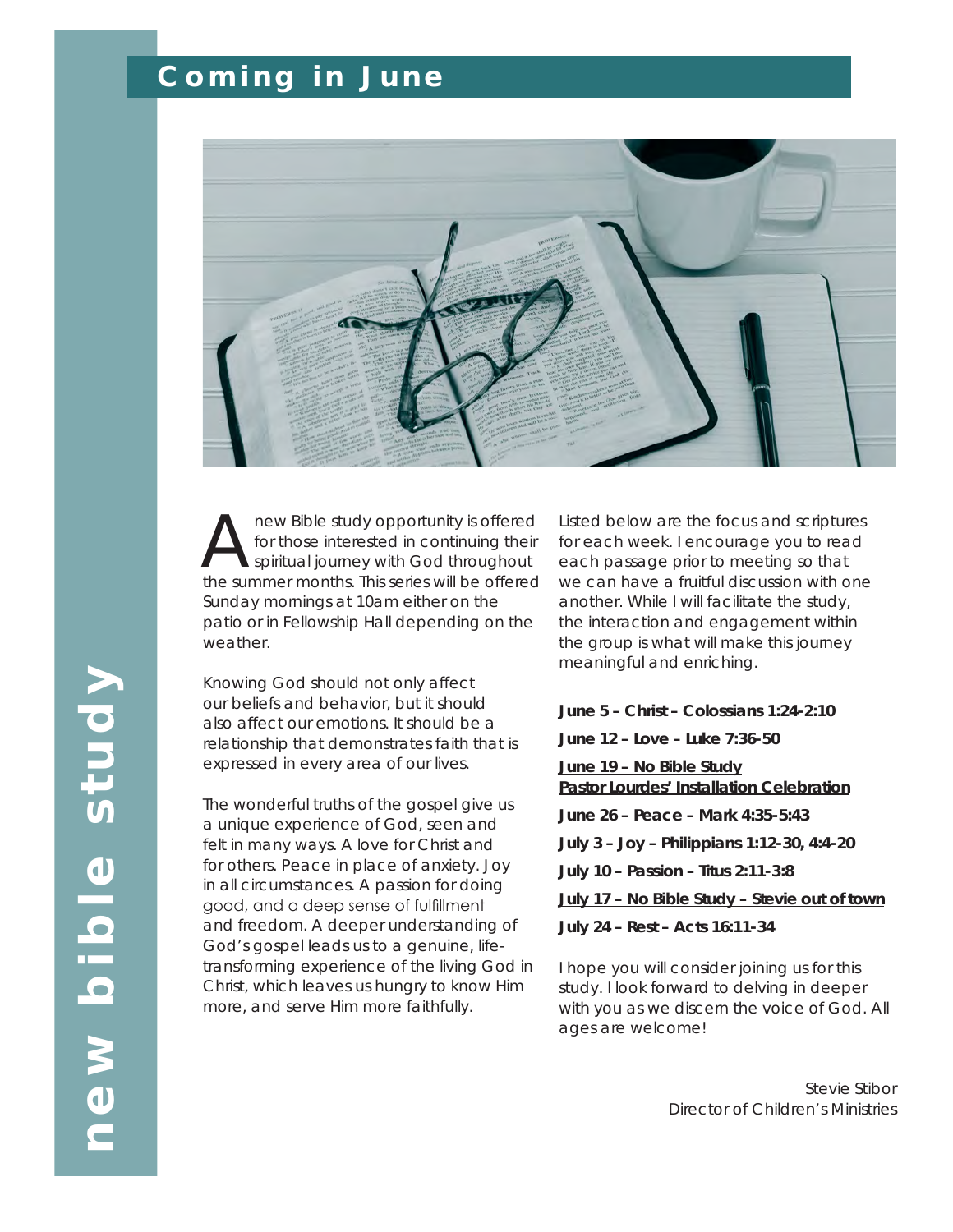# Coming in June

## new bible study

A new Bible study opportunity is offered for those interested in continuing their spiritual journey with God throughout the summer months. This series will be offered Sunday mornings at 10am either on the patio or in Fellowship Hall depending on the weather.

Knowing God should not only affect our beliefs and behavior, but it should also affect our emotions. It should be a relationship that demonstrates faith that is expressed in every area of our lives.

The wonderful truths of the gospel give us a unique experience of God, seen and felt in many ways. A love for Christ and for others. Peace in place of anxiety. Joy in all circumstances. A passion for doing good, and a deep sense of fulfillment and freedom. A deeper understanding of God's gospel leads us to a genuine, life-transforming experience of the living God in Christ, which leaves us hungry to know Him more, and serve Him more faithfully.

Listed below are the focus and scriptures for each week. I encourage you to read each passage prior to meeting so that we can have a fruitful discussion with one another. While I will facilitate the study, the interaction and engagement within the group is what will make this journey meaningful and enriching.

**June 5 – Christ – Colossians 1:24-2:10**

**June 12 – Love – Luke 7:36-50**

**June 19 – No Bible Study**
**Pastor Lourdes' Installation Celebration**

**June 26 – Peace – Mark 4:35-5:43**

**July 3 – Joy – Philippians 1:12-30, 4:4-20**

**July 10 – Passion – Titus 2:11-3:8**

**July 17 – No Bible Study – Stevie out of town**

**July 24 – Rest – Acts 16:11-34**

I hope you will consider joining us for this study. I look forward to delving in deeper with you as we discern the voice of God. All ages are welcome!

Stevie Stibor
Director of Children's Ministries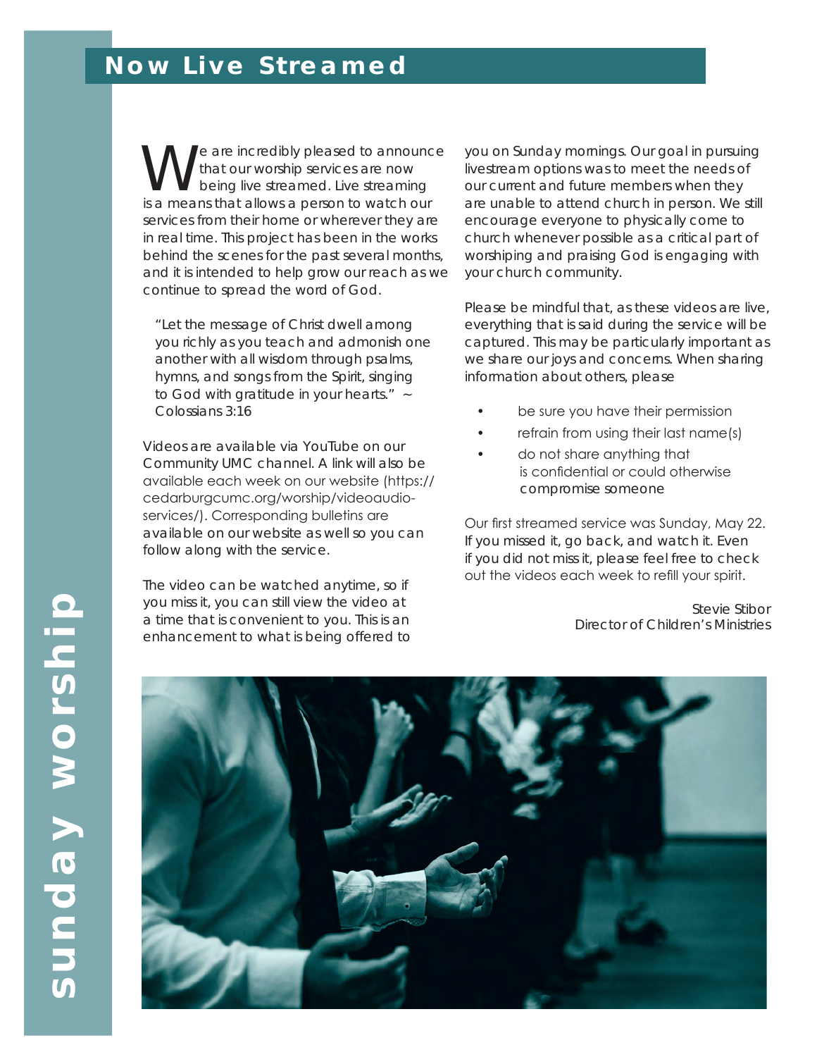## Now Live Streamed

We are incredibly pleased to announce that our worship services are now being live streamed. Live streaming is a means that allows a person to watch our services from their home or wherever they are in real time. This project has been in the works behind the scenes for the past several months, and it is intended to help grow our reach as we continue to spread the word of God.

> "Let the message of Christ dwell among you richly as you teach and admonish one another with all wisdom through psalms, hymns, and songs from the Spirit, singing to God with gratitude in your hearts." ~ Colossians 3:16

Videos are available via YouTube on our Community UMC channel. A link will also be available each week on our website (https://cedarburgcumc.org/worship/videoaudio-services/). Corresponding bulletins are available on our website as well so you can follow along with the service.

The video can be watched anytime, so if you miss it, you can still view the video at a time that is convenient to you. This is an enhancement to what is being offered to you on Sunday mornings. Our goal in pursuing livestream options was to meet the needs of our current and future members when they are unable to attend church in person. We still encourage everyone to physically come to church whenever possible as a critical part of worshiping and praising God is engaging with your church community.

Please be mindful that, as these videos are live, everything that is said during the service will be captured. This may be particularly important as we share our joys and concerns. When sharing information about others, please

- be sure you have their permission
- refrain from using their last name(s)
- do not share anything that is confidential or could otherwise compromise someone

Our first streamed service was Sunday, May 22. If you missed it, go back, and watch it. Even if you did not miss it, please feel free to check out the videos each week to refill your spirit.

Stevie Stibor
Director of Children's Ministries

sunday worship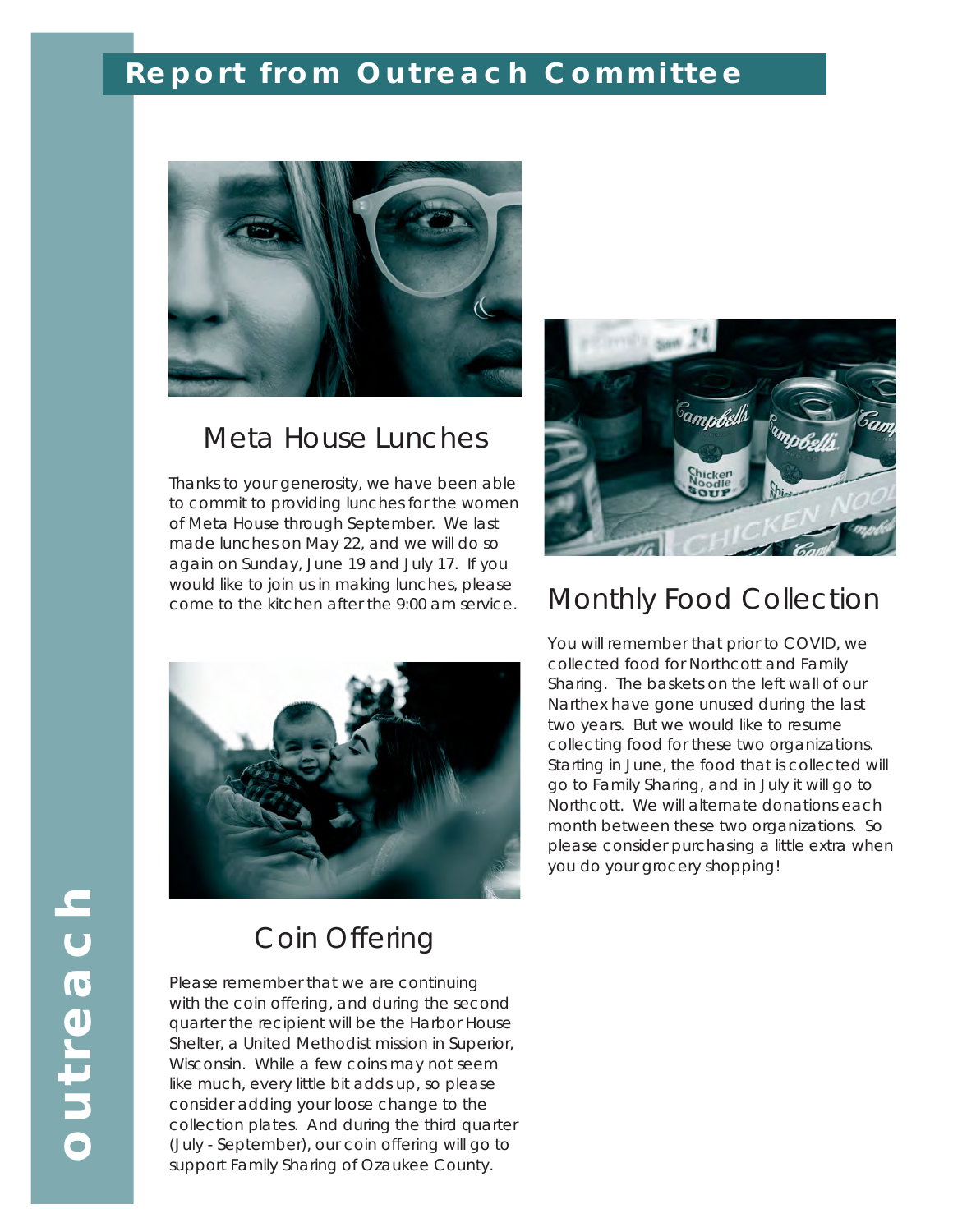# Report from Outreach Committee

## Meta House Lunches

Thanks to your generosity, we have been able to commit to providing lunches for the women of Meta House through September. We last made lunches on May 22, and we will do so again on Sunday, June 19 and July 17. If you would like to join us in making lunches, please come to the kitchen after the 9:00 am service.

## Coin Offering

Please remember that we are continuing with the coin offering, and during the second quarter the recipient will be the Harbor House Shelter, a United Methodist mission in Superior, Wisconsin. While a few coins may not seem like much, every little bit adds up, so please consider adding your loose change to the collection plates. And during the third quarter (July - September), our coin offering will go to support Family Sharing of Ozaukee County.

## Monthly Food Collection

You will remember that prior to COVID, we collected food for Northcott and Family Sharing. The baskets on the left wall of our Narthex have gone unused during the last two years. But we would like to resume collecting food for these two organizations. Starting in June, the food that is collected will go to Family Sharing, and in July it will go to Northcott. We will alternate donations each month between these two organizations. So please consider purchasing a little extra when you do your grocery shopping!

outreach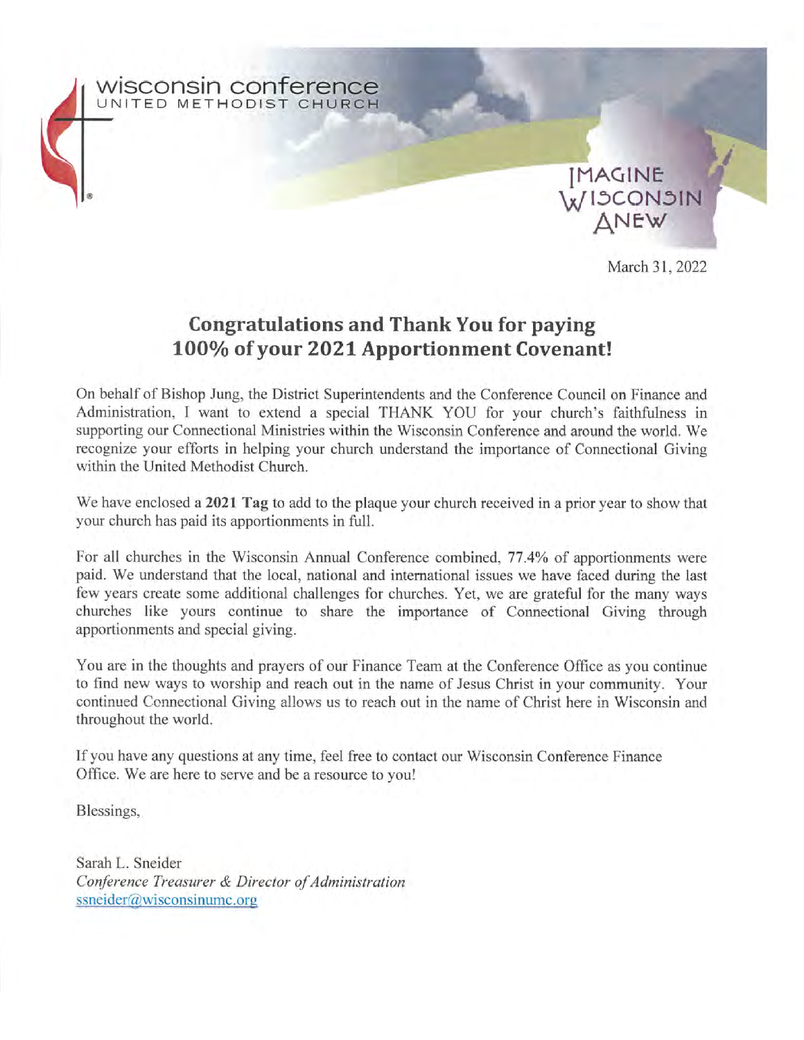wisconsin conference
UNITED METHODIST CHURCH

IMAGINE WISCONSIN ANEW

March 31, 2022

## Congratulations and Thank You for paying 100% of your 2021 Apportionment Covenant!

On behalf of Bishop Jung, the District Superintendents and the Conference Council on Finance and Administration, I want to extend a special THANK YOU for your church's faithfulness in supporting our Connectional Ministries within the Wisconsin Conference and around the world. We recognize your efforts in helping your church understand the importance of Connectional Giving within the United Methodist Church.

We have enclosed a **2021 Tag** to add to the plaque your church received in a prior year to show that your church has paid its apportionments in full.

For all churches in the Wisconsin Annual Conference combined, 77.4% of apportionments were paid. We understand that the local, national and international issues we have faced during the last few years create some additional challenges for churches. Yet, we are grateful for the many ways churches like yours continue to share the importance of Connectional Giving through apportionments and special giving.

You are in the thoughts and prayers of our Finance Team at the Conference Office as you continue to find new ways to worship and reach out in the name of Jesus Christ in your community. Your continued Connectional Giving allows us to reach out in the name of Christ here in Wisconsin and throughout the world.

If you have any questions at any time, feel free to contact our Wisconsin Conference Finance Office. We are here to serve and be a resource to you!

Blessings,

Sarah L. Sneider
*Conference Treasurer & Director of Administration*
ssneider@wisconsinumc.org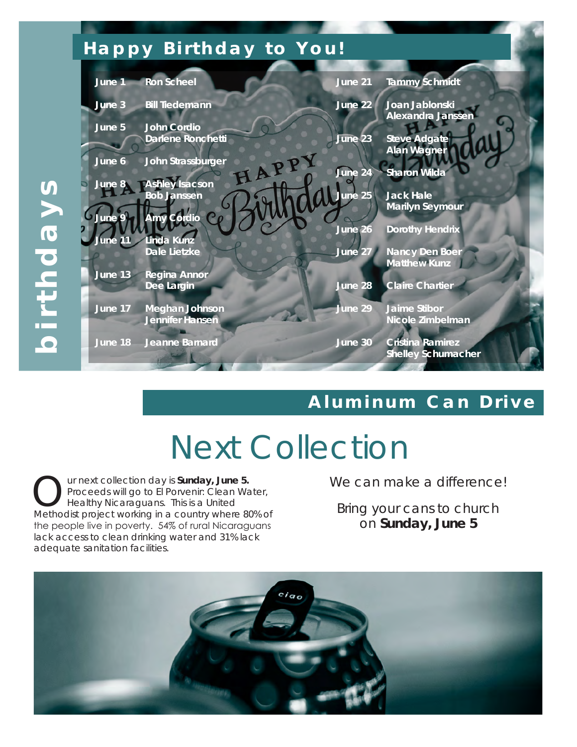# birthdays

## Happy Birthday to You!

| Date | Name |
|---|---|
| June 1 | Ron Scheel |
| June 3 | Bill Tiedemann |
| June 5 | John Cordio<br>Darlene Ronchetti |
| June 6 | John Strassburger |
| June 8 | Ashley Isacson<br>Bob Janssen |
| June 9 | Amy Cordio |
| June 11 | Linda Kunz<br>Dale Lietzke |
| June 13 | Regina Annor<br>Dee Largin |
| June 17 | Meghan Johnson<br>Jennifer Hansen |
| June 18 | Jeanne Barnard |
| June 21 | Tammy Schmidt |
| June 22 | Joan Jablonski<br>Alexandra Janssen |
| June 23 | Steve Adgate<br>Alan Wagner |
| June 24 | Sharon Wilda |
| June 25 | Jack Hale<br>Marilyn Seymour |
| June 26 | Dorothy Hendrix |
| June 27 | Nancy Den Boer<br>Matthew Kunz |
| June 28 | Claire Chartier |
| June 29 | Jaime Stibor<br>Nicole Zimbelman |
| June 30 | Cristina Ramirez<br>Shelley Schumacher |

## Aluminum Can Drive

# Next Collection

Our next collection day is **Sunday, June 5.** Proceeds will go to El Porvenir: Clean Water, Healthy Nicaraguans. This is a United Methodist project working in a country where 80% of the people live in poverty. 54% of rural Nicaraguans lack access to clean drinking water and 31% lack adequate sanitation facilities.

We can make a difference!

Bring your cans to church on **Sunday, June 5**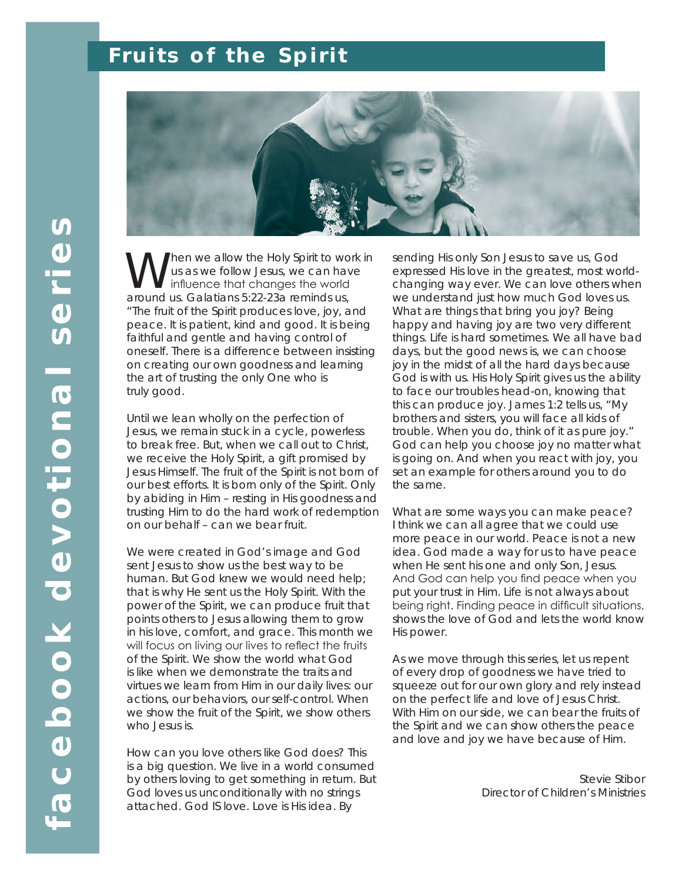# Fruits of the Spirit

When we allow the Holy Spirit to work in us as we follow Jesus, we can have influence that changes the world around us. Galatians 5:22-23a reminds us, "The fruit of the Spirit produces love, joy, and peace. It is patient, kind and good. It is being faithful and gentle and having control of oneself. There is a difference between insisting on creating our own goodness and learning the art of trusting the only One who is truly good.

Until we lean wholly on the perfection of Jesus, we remain stuck in a cycle, powerless to break free. But, when we call out to Christ, we receive the Holy Spirit, a gift promised by Jesus Himself. The fruit of the Spirit is not born of our best efforts. It is born only of the Spirit. Only by abiding in Him – resting in His goodness and trusting Him to do the hard work of redemption on our behalf – can we bear fruit.

We were created in God's image and God sent Jesus to show us the best way to be human. But God knew we would need help; that is why He sent us the Holy Spirit. With the power of the Spirit, we can produce fruit that points others to Jesus allowing them to grow in his love, comfort, and grace. This month we will focus on living our lives to reflect the fruits of the Spirit. We show the world what God is like when we demonstrate the traits and virtues we learn from Him in our daily lives: our actions, our behaviors, our self-control. When we show the fruit of the Spirit, we show others who Jesus is.

How can you love others like God does? This is a big question. We live in a world consumed by others loving to get something in return. But God loves us unconditionally with no strings attached. God IS love. Love is His idea. By sending His only Son Jesus to save us, God expressed His love in the greatest, most world-changing way ever. We can love others when we understand just how much God loves us. What are things that bring you joy? Being happy and having joy are two very different things. Life is hard sometimes. We all have bad days, but the good news is, we can choose joy in the midst of all the hard days because God is with us. His Holy Spirit gives us the ability to face our troubles head-on, knowing that this can produce joy. James 1:2 tells us, "My brothers and sisters, you will face all kids of trouble. When you do, think of it as pure joy." God can help you choose joy no matter what is going on. And when you react with joy, you set an example for others around you to do the same.

What are some ways you can make peace? I think we can all agree that we could use more peace in our world. Peace is not a new idea. God made a way for us to have peace when He sent his one and only Son, Jesus. And God can help you find peace when you put your trust in Him. Life is not always about being right. Finding peace in difficult situations, shows the love of God and lets the world know His power.

As we move through this series, let us repent of every drop of goodness we have tried to squeeze out for our own glory and rely instead on the perfect life and love of Jesus Christ. With Him on our side, we can bear the fruits of the Spirit and we can show others the peace and love and joy we have because of Him.

Stevie Stibor
Director of Children's Ministries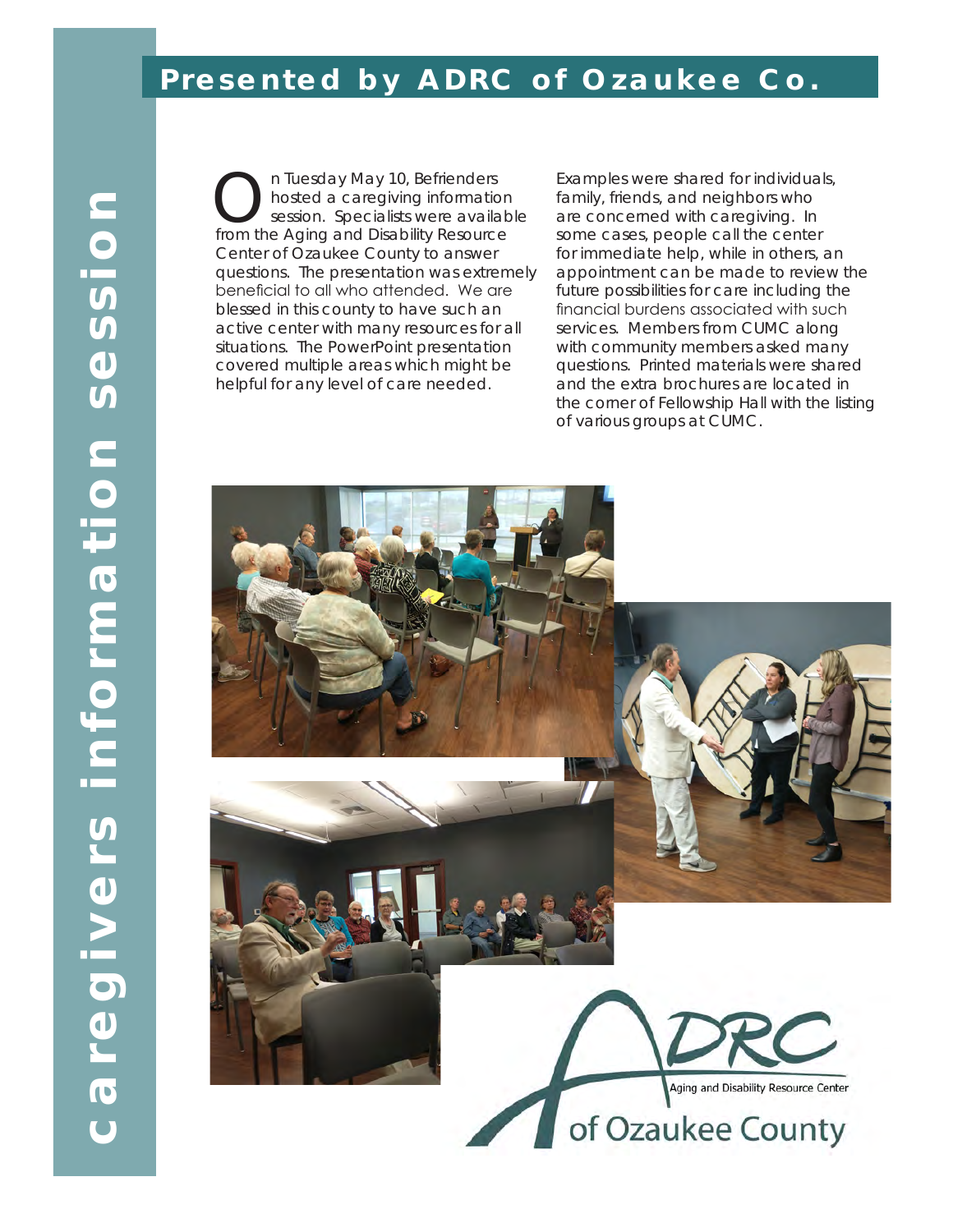# caregivers information session

## Presented by ADRC of Ozaukee Co.

On Tuesday May 10, Befrienders hosted a caregiving information session. Specialists were available from the Aging and Disability Resource Center of Ozaukee County to answer questions. The presentation was extremely beneficial to all who attended. We are blessed in this county to have such an active center with many resources for all situations. The PowerPoint presentation covered multiple areas which might be helpful for any level of care needed.

Examples were shared for individuals, family, friends, and neighbors who are concerned with caregiving. In some cases, people call the center for immediate help, while in others, an appointment can be made to review the future possibilities for care including the financial burdens associated with such services. Members from CUMC along with community members asked many questions. Printed materials were shared and the extra brochures are located in the corner of Fellowship Hall with the listing of various groups at CUMC.

ADRC Aging and Disability Resource Center of Ozaukee County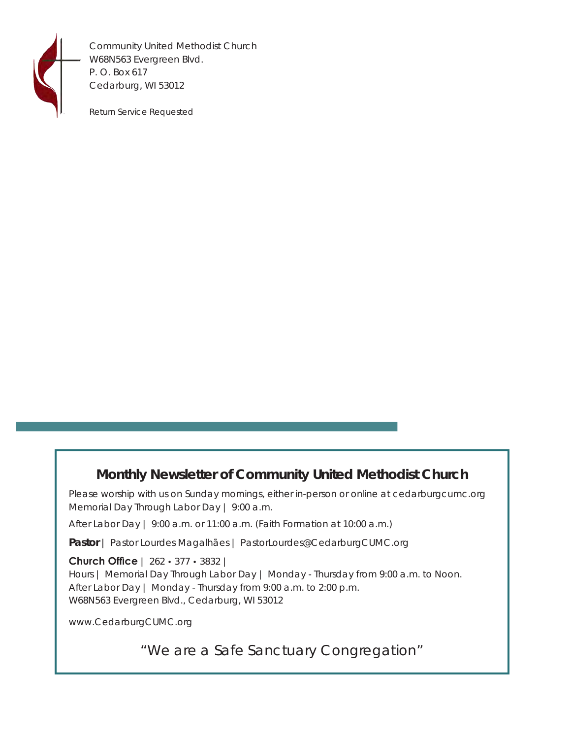Community United Methodist Church
W68N563 Evergreen Blvd.
P. O. Box 617
Cedarburg, WI 53012

Return Service Requested

## Monthly Newsletter of Community United Methodist Church

Please worship with us on Sunday mornings, either in-person or online at cedarburgcumc.org
Memorial Day Through Labor Day | 9:00 a.m.

After Labor Day | 9:00 a.m. or 11:00 a.m. (Faith Formation at 10:00 a.m.)

**Pastor** | Pastor Lourdes Magalhães | PastorLourdes@CedarburgCUMC.org

**Church Office** | 262 • 377 • 3832 |
Hours | Memorial Day Through Labor Day | Monday - Thursday from 9:00 a.m. to Noon.
After Labor Day | Monday - Thursday from 9:00 a.m. to 2:00 p.m.
W68N563 Evergreen Blvd., Cedarburg, WI 53012

www.CedarburgCUMC.org

"We are a Safe Sanctuary Congregation"